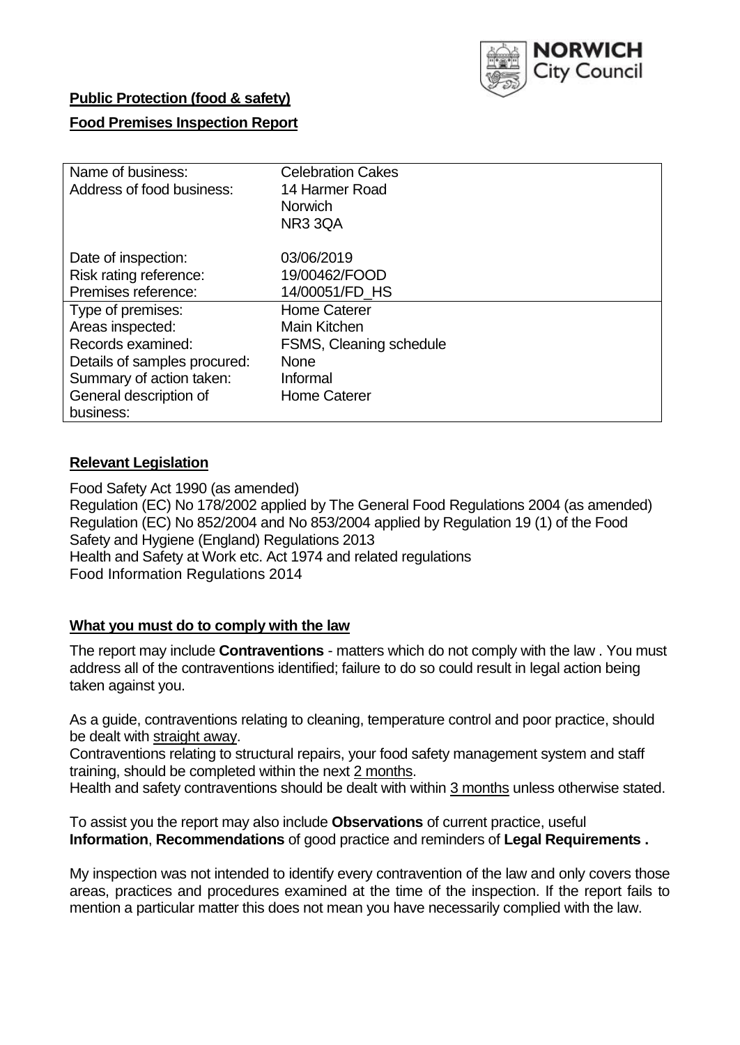**Public Protection (food & safety)**

**Food Premises Inspection Report**

| | |
|---|---|
| Name of business: | Celebration Cakes |
| Address of food business: | 14 Harmer Road<br>Norwich<br>NR3 3QA |
| Date of inspection: | 03/06/2019 |
| Risk rating reference: | 19/00462/FOOD |
| Premises reference: | 14/00051/FD_HS |
| Type of premises: | Home Caterer |
| Areas inspected: | Main Kitchen |
| Records examined: | FSMS, Cleaning schedule |
| Details of samples procured: | None |
| Summary of action taken: | Informal |
| General description of business: | Home Caterer |

## **Relevant Legislation**

Food Safety Act 1990 (as amended)
Regulation (EC) No 178/2002 applied by The General Food Regulations 2004 (as amended)
Regulation (EC) No 852/2004 and No 853/2004 applied by Regulation 19 (1) of the Food Safety and Hygiene (England) Regulations 2013
Health and Safety at Work etc. Act 1974 and related regulations
Food Information Regulations 2014

## **What you must do to comply with the law**

The report may include **Contraventions** - matters which do not comply with the law . You must address all of the contraventions identified; failure to do so could result in legal action being taken against you.

As a guide, contraventions relating to cleaning, temperature control and poor practice, should be dealt with straight away.
Contraventions relating to structural repairs, your food safety management system and staff training, should be completed within the next 2 months.
Health and safety contraventions should be dealt with within 3 months unless otherwise stated.

To assist you the report may also include **Observations** of current practice, useful **Information**, **Recommendations** of good practice and reminders of **Legal Requirements .**

My inspection was not intended to identify every contravention of the law and only covers those areas, practices and procedures examined at the time of the inspection. If the report fails to mention a particular matter this does not mean you have necessarily complied with the law.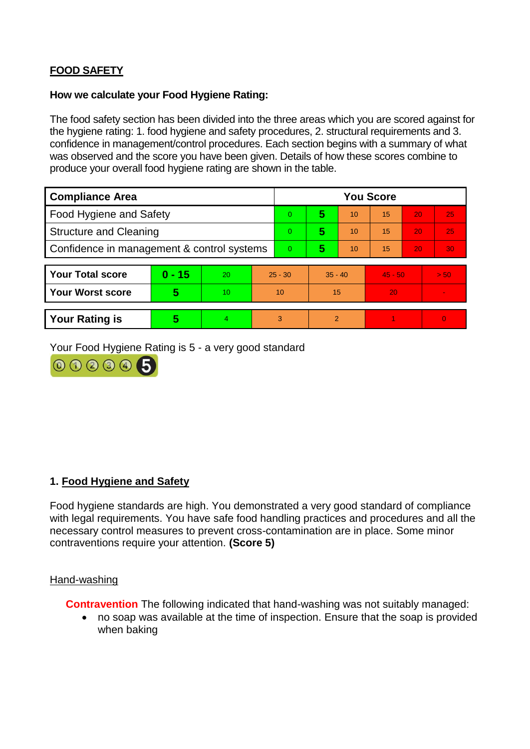## FOOD SAFETY

### How we calculate your Food Hygiene Rating:

The food safety section has been divided into the three areas which you are scored against for the hygiene rating: 1. food hygiene and safety procedures, 2. structural requirements and 3. confidence in management/control procedures. Each section begins with a summary of what was observed and the score you have been given. Details of how these scores combine to produce your overall food hygiene rating are shown in the table.

| Compliance Area | You Score | | | | | |
|---|---|---|---|---|---|---|
| Food Hygiene and Safety | 0 | **5** | 10 | 15 | 20 | 25 |
| Structure and Cleaning | 0 | **5** | 10 | 15 | 20 | 25 |
| Confidence in management & control systems | 0 | **5** | 10 | 15 | 20 | 30 |

| | | | | | | |
|---|---|---|---|---|---|---|
| **Your Total score** | **0 - 15** | 20 | 25 - 30 | 35 - 40 | 45 - 50 | > 50 |
| **Your Worst score** | **5** | 10 | 10 | 15 | 20 | - |

| | | | | | | |
|---|---|---|---|---|---|---|
| **Your Rating is** | **5** | 4 | 3 | 2 | 1 | 0 |

Your Food Hygiene Rating is 5 - a very good standard

### 1. Food Hygiene and Safety

Food hygiene standards are high. You demonstrated a very good standard of compliance with legal requirements. You have safe food handling practices and procedures and all the necessary control measures to prevent cross-contamination are in place. Some minor contraventions require your attention. **(Score 5)**

Hand-washing

**Contravention** The following indicated that hand-washing was not suitably managed:

- no soap was available at the time of inspection. Ensure that the soap is provided when baking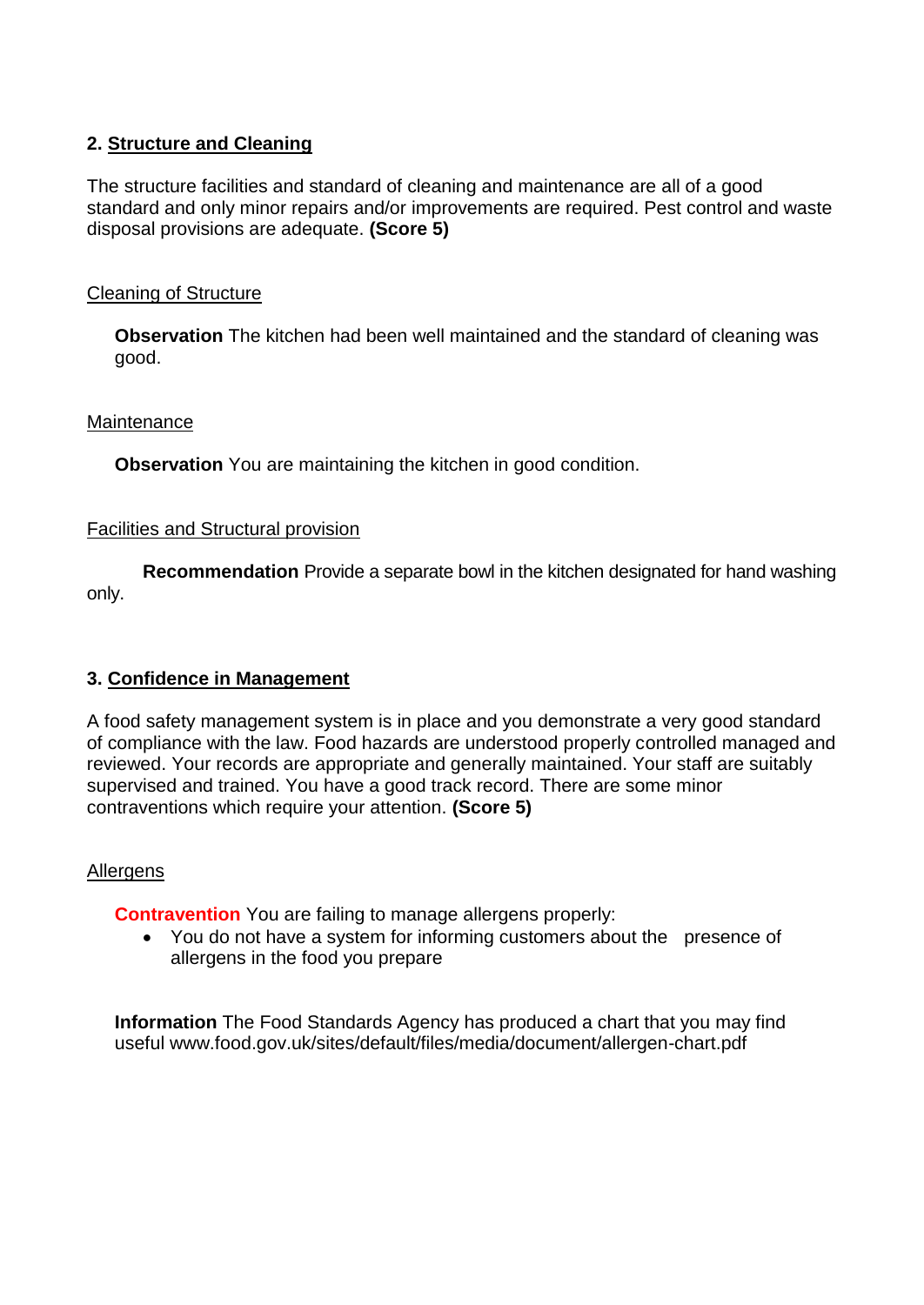## 2. Structure and Cleaning

The structure facilities and standard of cleaning and maintenance are all of a good standard and only minor repairs and/or improvements are required. Pest control and waste disposal provisions are adequate. **(Score 5)**

Cleaning of Structure

**Observation** The kitchen had been well maintained and the standard of cleaning was good.

Maintenance

**Observation** You are maintaining the kitchen in good condition.

Facilities and Structural provision

**Recommendation** Provide a separate bowl in the kitchen designated for hand washing only.

## 3. Confidence in Management

A food safety management system is in place and you demonstrate a very good standard of compliance with the law. Food hazards are understood properly controlled managed and reviewed. Your records are appropriate and generally maintained. Your staff are suitably supervised and trained. You have a good track record. There are some minor contraventions which require your attention. **(Score 5)**

Allergens

**Contravention** You are failing to manage allergens properly:

- You do not have a system for informing customers about the presence of allergens in the food you prepare

**Information** The Food Standards Agency has produced a chart that you may find useful www.food.gov.uk/sites/default/files/media/document/allergen-chart.pdf